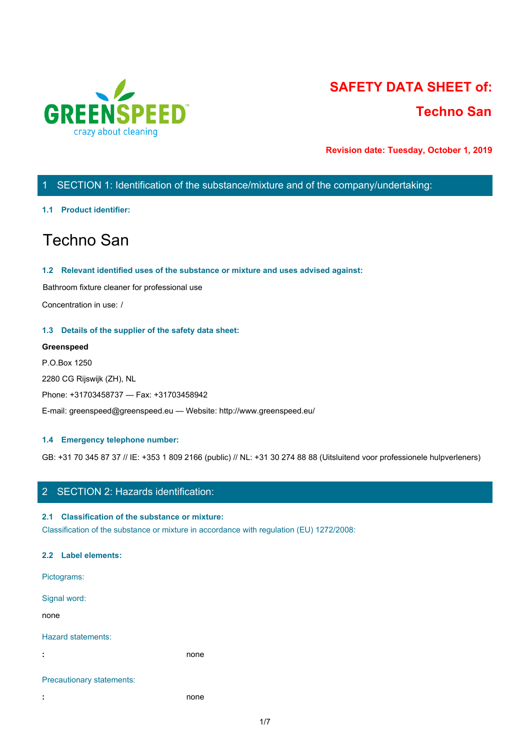# SAFETY DATA SHEET of:

# Techno San

**Revision date: Tuesday, October 1, 2019**

## 1 SECTION 1: Identification of the substance/mixture and of the company/undertaking:

### 1.1 Product identifier:

# Techno San

### 1.2 Relevant identified uses of the substance or mixture and uses advised against:

Bathroom fixture cleaner for professional use

Concentration in use: /

### 1.3 Details of the supplier of the safety data sheet:

**Greenspeed**

P.O.Box 1250

2280 CG Rijswijk (ZH), NL

Phone: +31703458737 — Fax: +31703458942

E-mail: greenspeed@greenspeed.eu — Website: http://www.greenspeed.eu/

### 1.4 Emergency telephone number:

GB: +31 70 345 87 37 // IE: +353 1 809 2166 (public) // NL: +31 30 274 88 88 (Uitsluitend voor professionele hulpverleners)

## 2 SECTION 2: Hazards identification:

### 2.1 Classification of the substance or mixture:

Classification of the substance or mixture in accordance with regulation (EU) 1272/2008:

### 2.2 Label elements:

Pictograms:

Signal word:

none

Hazard statements:

**:** none

Precautionary statements:

**:** none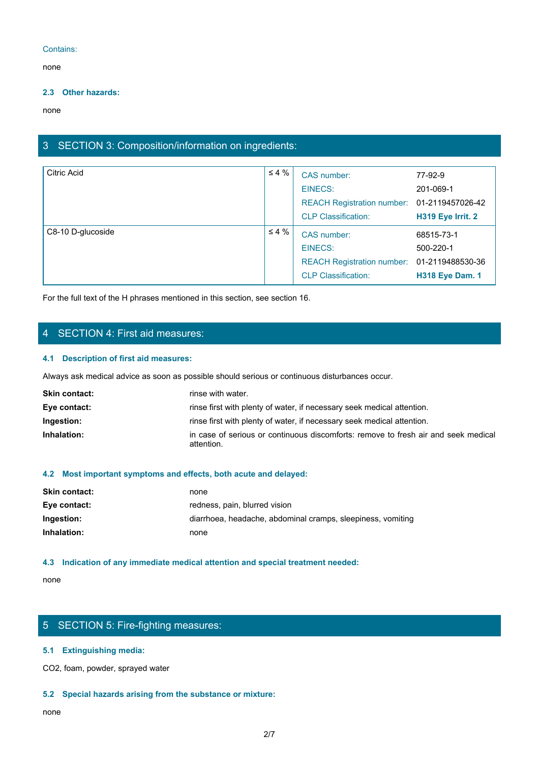Contains:

none

### 2.3 Other hazards:

none

## 3 SECTION 3: Composition/information on ingredients:

| Ingredient | Concentration | Identifier | Value |
|---|---|---|---|
| Citric Acid | ≤ 4 % | CAS number: | 77-92-9 |
| | | EINECS: | 201-069-1 |
| | | REACH Registration number: | 01-2119457026-42 |
| | | CLP Classification: | **H319 Eye Irrit. 2** |
| C8-10 D-glucoside | ≤ 4 % | CAS number: | 68515-73-1 |
| | | EINECS: | 500-220-1 |
| | | REACH Registration number: | 01-2119488530-36 |
| | | CLP Classification: | **H318 Eye Dam. 1** |

For the full text of the H phrases mentioned in this section, see section 16.

## 4 SECTION 4: First aid measures:

### 4.1 Description of first aid measures:

Always ask medical advice as soon as possible should serious or continuous disturbances occur.

**Skin contact:** rinse with water.

**Eye contact:** rinse first with plenty of water, if necessary seek medical attention.

**Ingestion:** rinse first with plenty of water, if necessary seek medical attention.

**Inhalation:** in case of serious or continuous discomforts: remove to fresh air and seek medical attention.

### 4.2 Most important symptoms and effects, both acute and delayed:

**Skin contact:** none

**Eye contact:** redness, pain, blurred vision

**Ingestion:** diarrhoea, headache, abdominal cramps, sleepiness, vomiting

**Inhalation:** none

### 4.3 Indication of any immediate medical attention and special treatment needed:

none

## 5 SECTION 5: Fire-fighting measures:

### 5.1 Extinguishing media:

$CO_2$, foam, powder, sprayed water

### 5.2 Special hazards arising from the substance or mixture:

none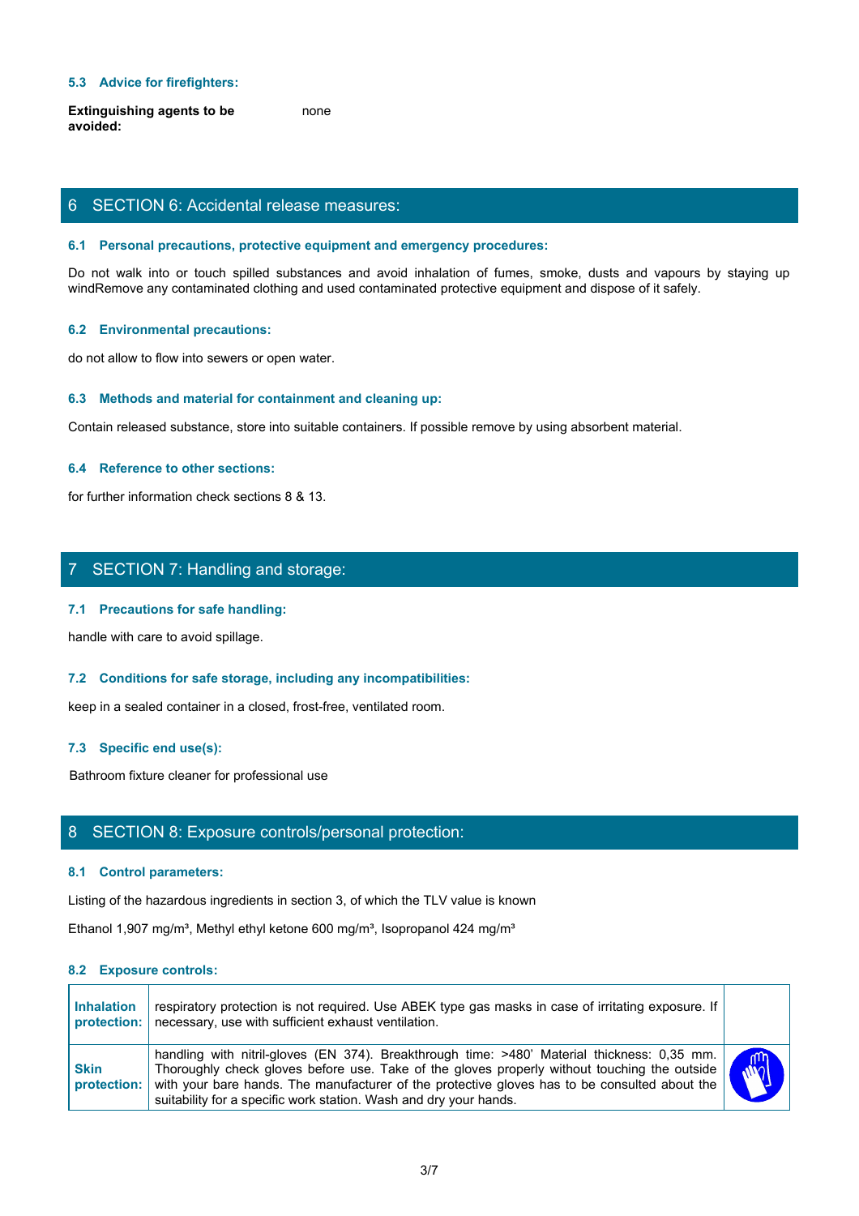### 5.3 Advice for firefighters:

**Extinguishing agents to be avoided:** none

## 6 SECTION 6: Accidental release measures:

### 6.1 Personal precautions, protective equipment and emergency procedures:

Do not walk into or touch spilled substances and avoid inhalation of fumes, smoke, dusts and vapours by staying up windRemove any contaminated clothing and used contaminated protective equipment and dispose of it safely.

### 6.2 Environmental precautions:

do not allow to flow into sewers or open water.

### 6.3 Methods and material for containment and cleaning up:

Contain released substance, store into suitable containers. If possible remove by using absorbent material.

### 6.4 Reference to other sections:

for further information check sections 8 & 13.

## 7 SECTION 7: Handling and storage:

### 7.1 Precautions for safe handling:

handle with care to avoid spillage.

### 7.2 Conditions for safe storage, including any incompatibilities:

keep in a sealed container in a closed, frost-free, ventilated room.

### 7.3 Specific end use(s):

Bathroom fixture cleaner for professional use

## 8 SECTION 8: Exposure controls/personal protection:

### 8.1 Control parameters:

Listing of the hazardous ingredients in section 3, of which the TLV value is known

Ethanol 1,907 mg/m³, Methyl ethyl ketone 600 mg/m³, Isopropanol 424 mg/m³

### 8.2 Exposure controls:

| | | |
|---|---|---|
| **Inhalation protection:** | respiratory protection is not required. Use ABEK type gas masks in case of irritating exposure. If necessary, use with sufficient exhaust ventilation. | |
| **Skin protection:** | handling with nitril-gloves (EN 374). Breakthrough time: >480' Material thickness: 0,35 mm. Thoroughly check gloves before use. Take of the gloves properly without touching the outside with your bare hands. The manufacturer of the protective gloves has to be consulted about the suitability for a specific work station. Wash and dry your hands. | |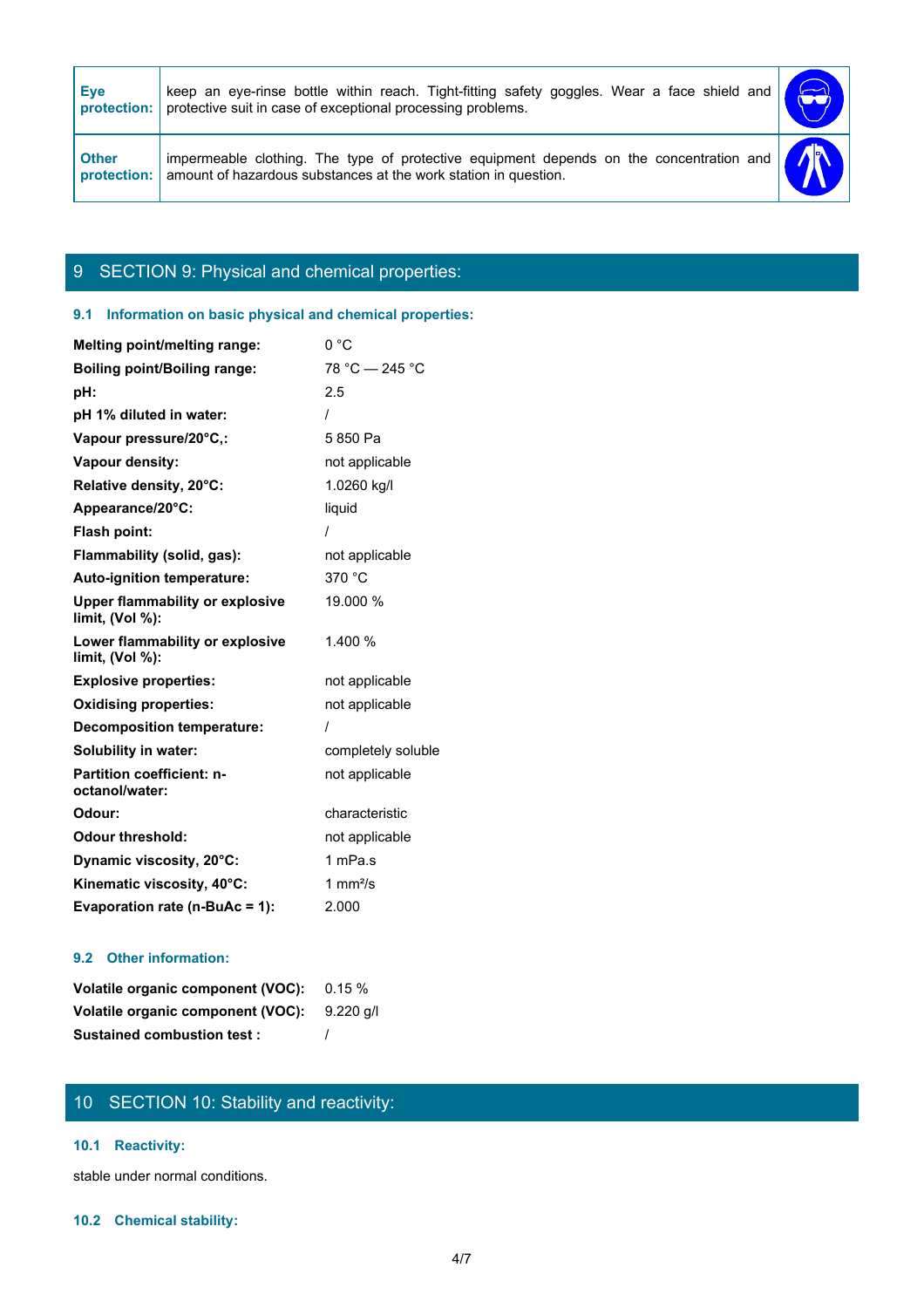| | | |
|---|---|---|
| **Eye protection:** | keep an eye-rinse bottle within reach. Tight-fitting safety goggles. Wear a face shield and protective suit in case of exceptional processing problems. | |
| **Other protection:** | impermeable clothing. The type of protective equipment depends on the concentration and amount of hazardous substances at the work station in question. | |

## 9 SECTION 9: Physical and chemical properties:

### 9.1 Information on basic physical and chemical properties:

| | |
|---|---|
| **Melting point/melting range:** | 0 °C |
| **Boiling point/Boiling range:** | 78 °C — 245 °C |
| **pH:** | 2.5 |
| **pH 1% diluted in water:** | / |
| **Vapour pressure/20°C,:** | 5 850 Pa |
| **Vapour density:** | not applicable |
| **Relative density, 20°C:** | 1.0260 kg/l |
| **Appearance/20°C:** | liquid |
| **Flash point:** | / |
| **Flammability (solid, gas):** | not applicable |
| **Auto-ignition temperature:** | 370 °C |
| **Upper flammability or explosive limit, (Vol %):** | 19.000 % |
| **Lower flammability or explosive limit, (Vol %):** | 1.400 % |
| **Explosive properties:** | not applicable |
| **Oxidising properties:** | not applicable |
| **Decomposition temperature:** | / |
| **Solubility in water:** | completely soluble |
| **Partition coefficient: n-octanol/water:** | not applicable |
| **Odour:** | characteristic |
| **Odour threshold:** | not applicable |
| **Dynamic viscosity, 20°C:** | 1 mPa.s |
| **Kinematic viscosity, 40°C:** | 1 mm²/s |
| **Evaporation rate (n-BuAc = 1):** | 2.000 |

### 9.2 Other information:

| | |
|---|---|
| **Volatile organic component (VOC):** | 0.15 % |
| **Volatile organic component (VOC):** | 9.220 g/l |
| **Sustained combustion test :** | / |

## 10 SECTION 10: Stability and reactivity:

### 10.1 Reactivity:

stable under normal conditions.

### 10.2 Chemical stability: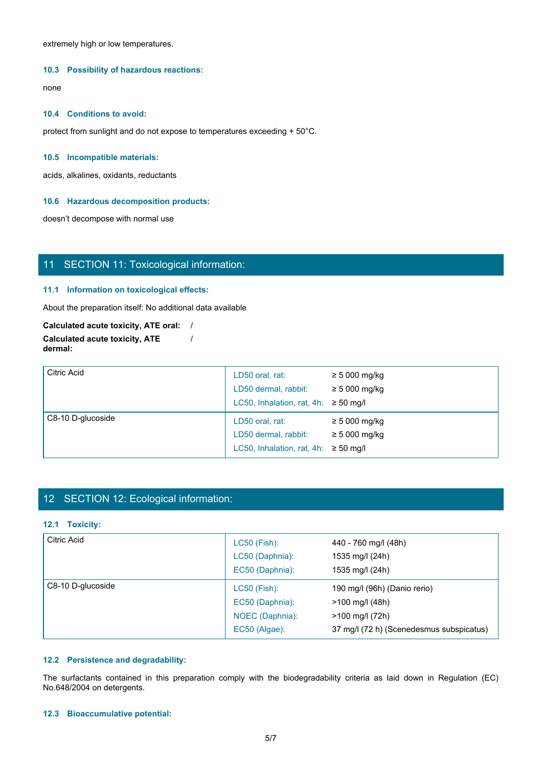extremely high or low temperatures.

### 10.3 Possibility of hazardous reactions:

none

### 10.4 Conditions to avoid:

protect from sunlight and do not expose to temperatures exceeding + 50°C.

### 10.5 Incompatible materials:

acids, alkalines, oxidants, reductants

### 10.6 Hazardous decomposition products:

doesn't decompose with normal use

## 11 SECTION 11: Toxicological information:

### 11.1 Information on toxicological effects:

About the preparation itself: No additional data available

**Calculated acute toxicity, ATE oral:** /

**Calculated acute toxicity, ATE dermal:** /

| Substance | Test | Value |
|---|---|---|
| Citric Acid | LD50 oral, rat: | ≥ 5 000 mg/kg |
| | LD50 dermal, rabbit: | ≥ 5 000 mg/kg |
| | LC50, Inhalation, rat, 4h: | ≥ 50 mg/l |
| C8-10 D-glucoside | LD50 oral, rat: | ≥ 5 000 mg/kg |
| | LD50 dermal, rabbit: | ≥ 5 000 mg/kg |
| | LC50, Inhalation, rat, 4h: | ≥ 50 mg/l |

## 12 SECTION 12: Ecological information:

### 12.1 Toxicity:

| Substance | Test | Value |
|---|---|---|
| Citric Acid | LC50 (Fish): | 440 - 760 mg/l (48h) |
| | LC50 (Daphnia): | 1535 mg/l (24h) |
| | EC50 (Daphnia): | 1535 mg/l (24h) |
| C8-10 D-glucoside | LC50 (Fish): | 190 mg/l (96h) (Danio rerio) |
| | EC50 (Daphnia): | >100 mg/l (48h) |
| | NOEC (Daphnia): | >100 mg/l (72h) |
| | EC50 (Algae): | 37 mg/l (72 h) (Scenedesmus subspicatus) |

### 12.2 Persistence and degradability:

The surfactants contained in this preparation comply with the biodegradability criteria as laid down in Regulation (EC) No.648/2004 on detergents.

### 12.3 Bioaccumulative potential: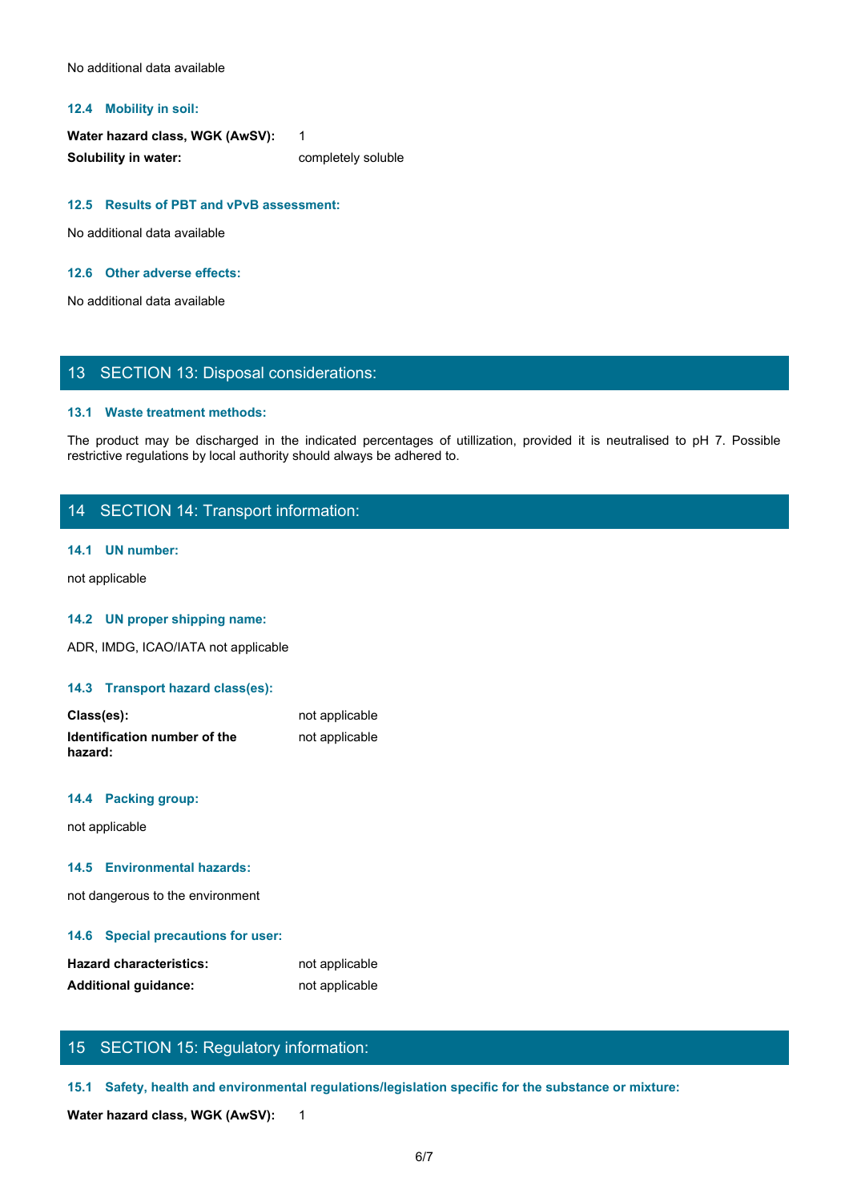No additional data available

### 12.4 Mobility in soil:

| | |
|---|---|
| **Water hazard class, WGK (AwSV):** | 1 |
| **Solubility in water:** | completely soluble |

### 12.5 Results of PBT and vPvB assessment:

No additional data available

### 12.6 Other adverse effects:

No additional data available

## 13 SECTION 13: Disposal considerations:

### 13.1 Waste treatment methods:

The product may be discharged in the indicated percentages of utillization, provided it is neutralised to pH 7. Possible restrictive regulations by local authority should always be adhered to.

## 14 SECTION 14: Transport information:

### 14.1 UN number:

not applicable

### 14.2 UN proper shipping name:

ADR, IMDG, ICAO/IATA not applicable

### 14.3 Transport hazard class(es):

| | |
|---|---|
| **Class(es):** | not applicable |
| **Identification number of the hazard:** | not applicable |

### 14.4 Packing group:

not applicable

### 14.5 Environmental hazards:

not dangerous to the environment

### 14.6 Special precautions for user:

| | |
|---|---|
| **Hazard characteristics:** | not applicable |
| **Additional guidance:** | not applicable |

## 15 SECTION 15: Regulatory information:

### 15.1 Safety, health and environmental regulations/legislation specific for the substance or mixture:

**Water hazard class, WGK (AwSV):** 1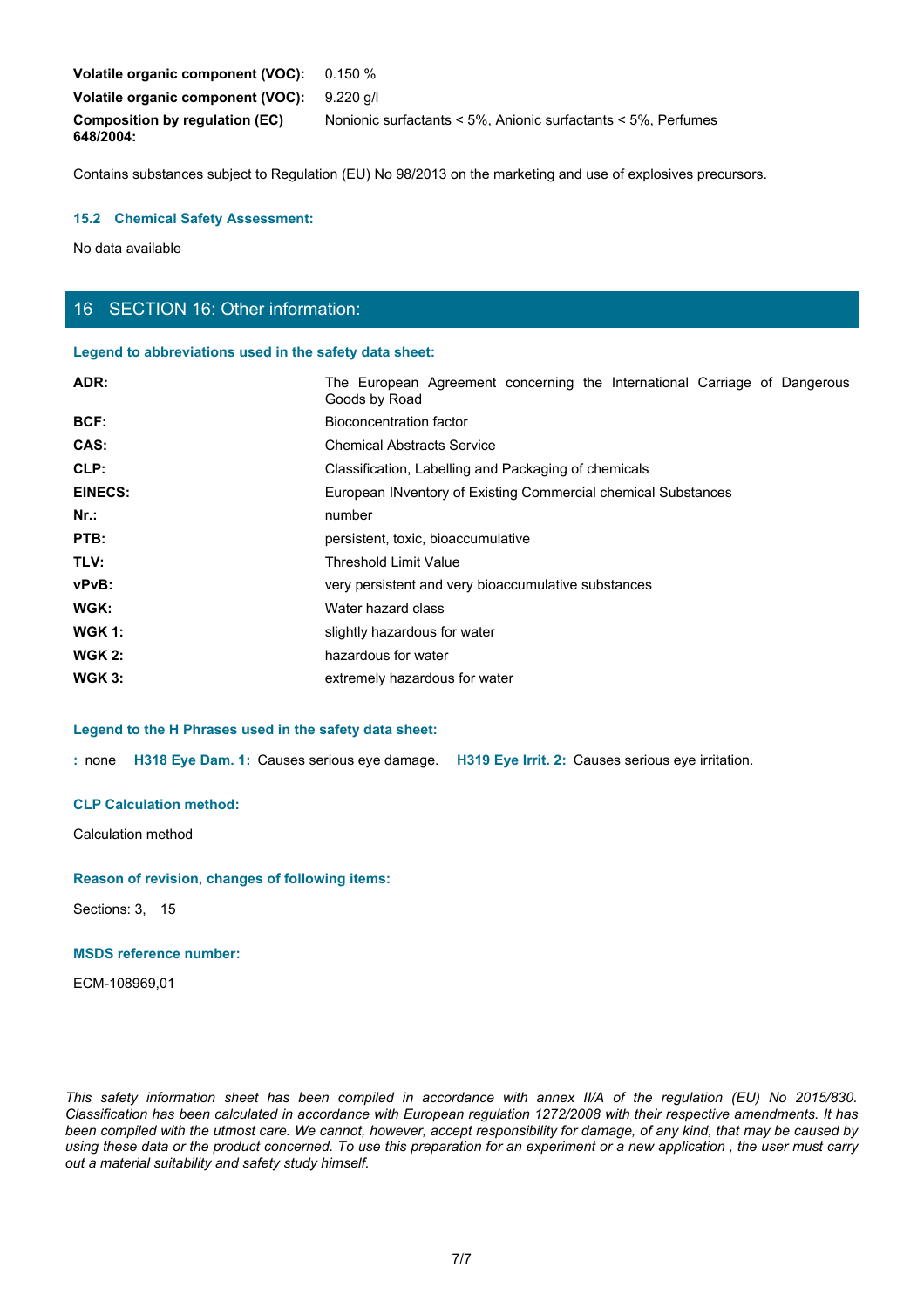| | |
|---|---|
| **Volatile organic component (VOC):** | 0.150 % |
| **Volatile organic component (VOC):** | 9.220 g/l |
| **Composition by regulation (EC) 648/2004:** | Nonionic surfactants < 5%, Anionic surfactants < 5%, Perfumes |

Contains substances subject to Regulation (EU) No 98/2013 on the marketing and use of explosives precursors.

### 15.2 Chemical Safety Assessment:

No data available

## 16 SECTION 16: Other information:

### Legend to abbreviations used in the safety data sheet:

| | |
|---|---|
| **ADR:** | The European Agreement concerning the International Carriage of Dangerous Goods by Road |
| **BCF:** | Bioconcentration factor |
| **CAS:** | Chemical Abstracts Service |
| **CLP:** | Classification, Labelling and Packaging of chemicals |
| **EINECS:** | European INventory of Existing Commercial chemical Substances |
| **Nr.:** | number |
| **PTB:** | persistent, toxic, bioaccumulative |
| **TLV:** | Threshold Limit Value |
| **vPvB:** | very persistent and very bioaccumulative substances |
| **WGK:** | Water hazard class |
| **WGK 1:** | slightly hazardous for water |
| **WGK 2:** | hazardous for water |
| **WGK 3:** | extremely hazardous for water |

### Legend to the H Phrases used in the safety data sheet:

**:** none **H318 Eye Dam. 1:** Causes serious eye damage. **H319 Eye Irrit. 2:** Causes serious eye irritation.

### CLP Calculation method:

Calculation method

### Reason of revision, changes of following items:

Sections: 3, 15

### MSDS reference number:

ECM-108969,01

*This safety information sheet has been compiled in accordance with annex II/A of the regulation (EU) No 2015/830. Classification has been calculated in accordance with European regulation 1272/2008 with their respective amendments. It has been compiled with the utmost care. We cannot, however, accept responsibility for damage, of any kind, that may be caused by using these data or the product concerned. To use this preparation for an experiment or a new application , the user must carry out a material suitability and safety study himself.*